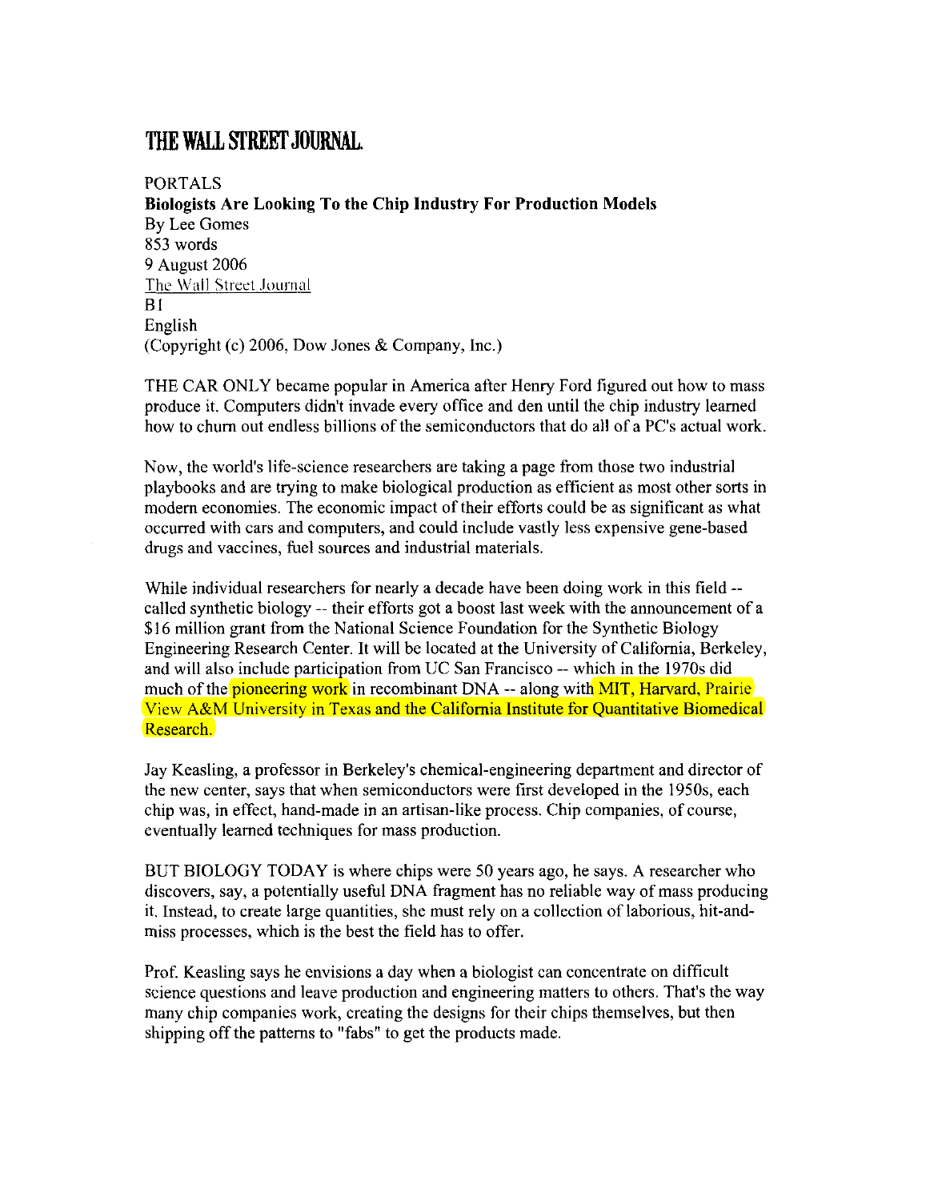# THE WALL STREET JOURNAL.

PORTALS

**Biologists Are Looking To the Chip Industry For Production Models**

By Lee Gomes

853 words

9 August 2006

The Wall Street Journal

B1

English

(Copyright (c) 2006, Dow Jones & Company, Inc.)

THE CAR ONLY became popular in America after Henry Ford figured out how to mass produce it. Computers didn't invade every office and den until the chip industry learned how to churn out endless billions of the semiconductors that do all of a PC's actual work.

Now, the world's life-science researchers are taking a page from those two industrial playbooks and are trying to make biological production as efficient as most other sorts in modern economies. The economic impact of their efforts could be as significant as what occurred with cars and computers, and could include vastly less expensive gene-based drugs and vaccines, fuel sources and industrial materials.

While individual researchers for nearly a decade have been doing work in this field -- called synthetic biology -- their efforts got a boost last week with the announcement of a $16 million grant from the National Science Foundation for the Synthetic Biology Engineering Research Center. It will be located at the University of California, Berkeley, and will also include participation from UC San Francisco -- which in the 1970s did much of the pioneering work in recombinant DNA -- along with MIT, Harvard, Prairie View A&M University in Texas and the California Institute for Quantitative Biomedical Research.

Jay Keasling, a professor in Berkeley's chemical-engineering department and director of the new center, says that when semiconductors were first developed in the 1950s, each chip was, in effect, hand-made in an artisan-like process. Chip companies, of course, eventually learned techniques for mass production.

BUT BIOLOGY TODAY is where chips were 50 years ago, he says. A researcher who discovers, say, a potentially useful DNA fragment has no reliable way of mass producing it. Instead, to create large quantities, she must rely on a collection of laborious, hit-and-miss processes, which is the best the field has to offer.

Prof. Keasling says he envisions a day when a biologist can concentrate on difficult science questions and leave production and engineering matters to others. That's the way many chip companies work, creating the designs for their chips themselves, but then shipping off the patterns to "fabs" to get the products made.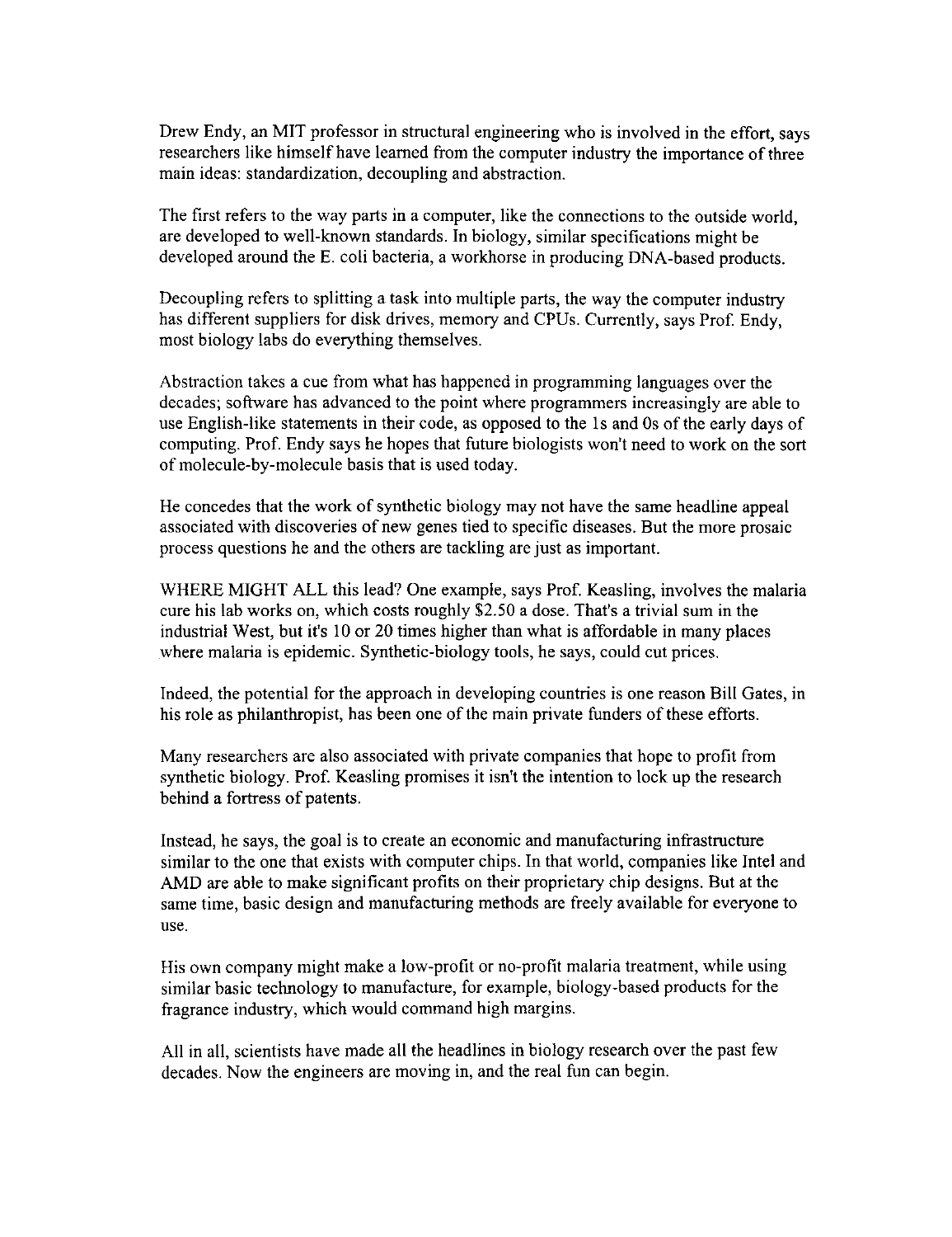Drew Endy, an MIT professor in structural engineering who is involved in the effort, says researchers like himself have learned from the computer industry the importance of three main ideas: standardization, decoupling and abstraction.

The first refers to the way parts in a computer, like the connections to the outside world, are developed to well-known standards. In biology, similar specifications might be developed around the E. coli bacteria, a workhorse in producing DNA-based products.

Decoupling refers to splitting a task into multiple parts, the way the computer industry has different suppliers for disk drives, memory and CPUs. Currently, says Prof. Endy, most biology labs do everything themselves.

Abstraction takes a cue from what has happened in programming languages over the decades; software has advanced to the point where programmers increasingly are able to use English-like statements in their code, as opposed to the 1s and 0s of the early days of computing. Prof. Endy says he hopes that future biologists won't need to work on the sort of molecule-by-molecule basis that is used today.

He concedes that the work of synthetic biology may not have the same headline appeal associated with discoveries of new genes tied to specific diseases. But the more prosaic process questions he and the others are tackling are just as important.

WHERE MIGHT ALL this lead? One example, says Prof. Keasling, involves the malaria cure his lab works on, which costs roughly $2.50 a dose. That's a trivial sum in the industrial West, but it's 10 or 20 times higher than what is affordable in many places where malaria is epidemic. Synthetic-biology tools, he says, could cut prices.

Indeed, the potential for the approach in developing countries is one reason Bill Gates, in his role as philanthropist, has been one of the main private funders of these efforts.

Many researchers are also associated with private companies that hope to profit from synthetic biology. Prof. Keasling promises it isn't the intention to lock up the research behind a fortress of patents.

Instead, he says, the goal is to create an economic and manufacturing infrastructure similar to the one that exists with computer chips. In that world, companies like Intel and AMD are able to make significant profits on their proprietary chip designs. But at the same time, basic design and manufacturing methods are freely available for everyone to use.

His own company might make a low-profit or no-profit malaria treatment, while using similar basic technology to manufacture, for example, biology-based products for the fragrance industry, which would command high margins.

All in all, scientists have made all the headlines in biology research over the past few decades. Now the engineers are moving in, and the real fun can begin.